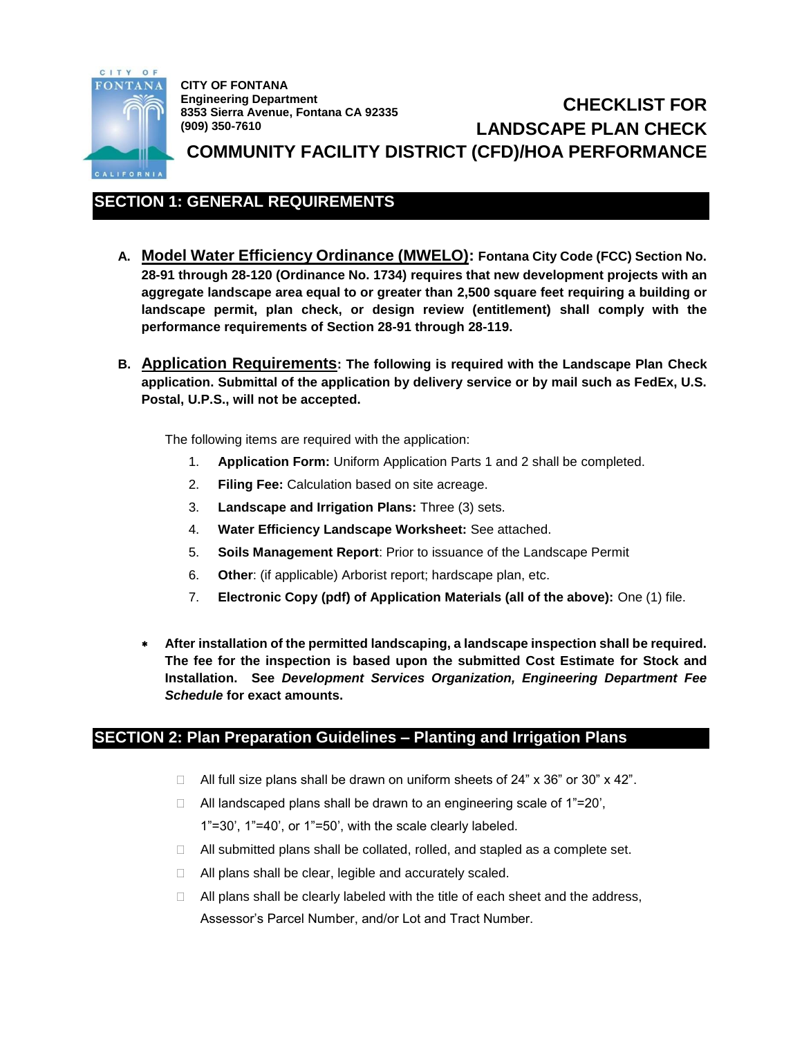**CITY OF FONTANA**
**Engineering Department**
**8353 Sierra Avenue, Fontana CA 92335**
**(909) 350-7610**

# CHECKLIST FOR LANDSCAPE PLAN CHECK COMMUNITY FACILITY DISTRICT (CFD)/HOA PERFORMANCE

## SECTION 1: GENERAL REQUIREMENTS

**A. <u>Model Water Efficiency Ordinance (MWELO)</u>: Fontana City Code (FCC) Section No. 28-91 through 28-120 (Ordinance No. 1734) requires that new development projects with an aggregate landscape area equal to or greater than 2,500 square feet requiring a building or landscape permit, plan check, or design review (entitlement) shall comply with the performance requirements of Section 28-91 through 28-119.**

**B. <u>Application Requirements</u>: The following is required with the Landscape Plan Check application. Submittal of the application by delivery service or by mail such as FedEx, U.S. Postal, U.P.S., will not be accepted.**

The following items are required with the application:

1. **Application Form:** Uniform Application Parts 1 and 2 shall be completed.
2. **Filing Fee:** Calculation based on site acreage.
3. **Landscape and Irrigation Plans:** Three (3) sets.
4. **Water Efficiency Landscape Worksheet:** See attached.
5. **Soils Management Report**: Prior to issuance of the Landscape Permit
6. **Other**: (if applicable) Arborist report; hardscape plan, etc.
7. **Electronic Copy (pdf) of Application Materials (all of the above):** One (1) file.

- **After installation of the permitted landscaping, a landscape inspection shall be required. The fee for the inspection is based upon the submitted Cost Estimate for Stock and Installation. See *Development Services Organization, Engineering Department Fee Schedule* for exact amounts.**

## SECTION 2: Plan Preparation Guidelines – Planting and Irrigation Plans

- ☐ All full size plans shall be drawn on uniform sheets of 24” x 36” or 30” x 42”.
- ☐ All landscaped plans shall be drawn to an engineering scale of 1”=20’, 1”=30’, 1”=40’, or 1”=50’, with the scale clearly labeled.
- ☐ All submitted plans shall be collated, rolled, and stapled as a complete set.
- ☐ All plans shall be clear, legible and accurately scaled.
- ☐ All plans shall be clearly labeled with the title of each sheet and the address, Assessor’s Parcel Number, and/or Lot and Tract Number.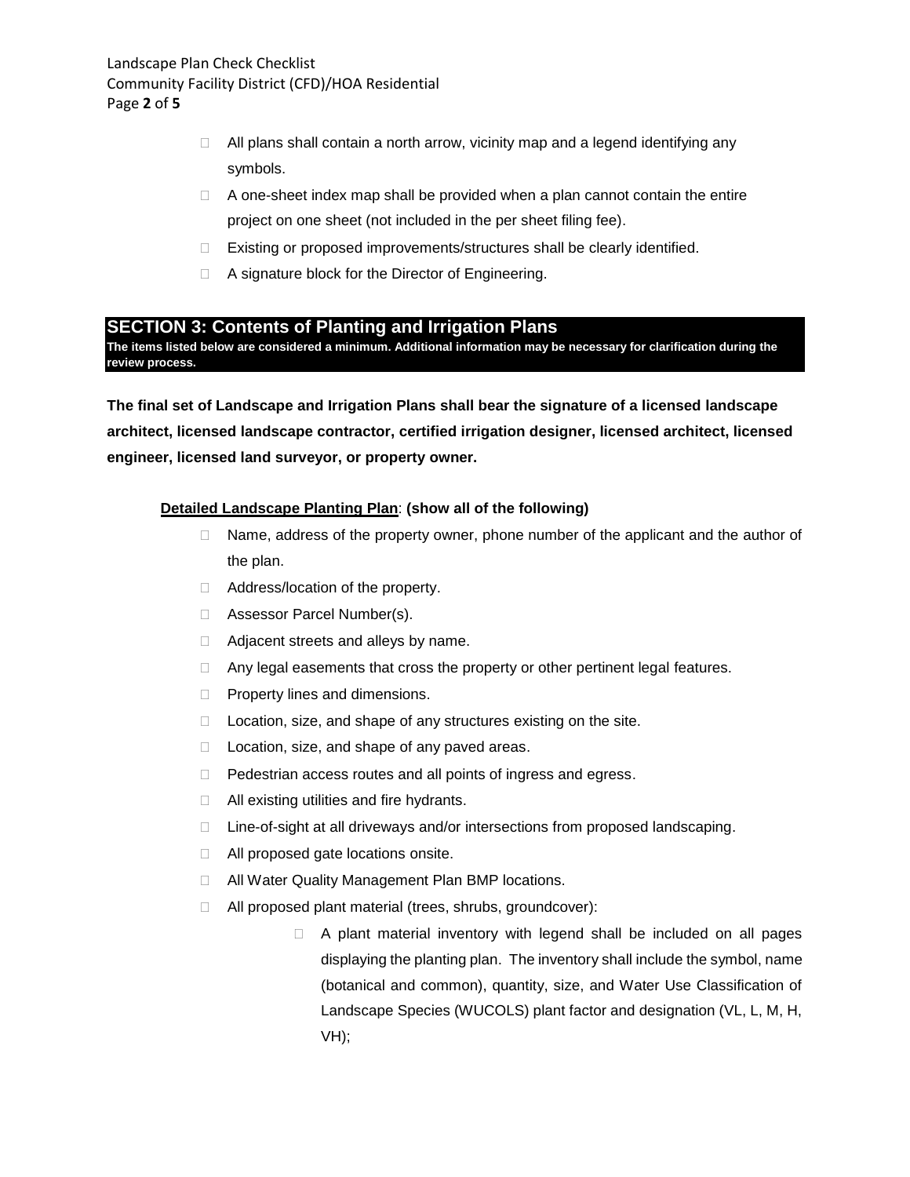- All plans shall contain a north arrow, vicinity map and a legend identifying any symbols.
- A one-sheet index map shall be provided when a plan cannot contain the entire project on one sheet (not included in the per sheet filing fee).
- Existing or proposed improvements/structures shall be clearly identified.
- A signature block for the Director of Engineering.

## SECTION 3: Contents of Planting and Irrigation Plans

**The items listed below are considered a minimum. Additional information may be necessary for clarification during the review process.**

**The final set of Landscape and Irrigation Plans shall bear the signature of a licensed landscape architect, licensed landscape contractor, certified irrigation designer, licensed architect, licensed engineer, licensed land surveyor, or property owner.**

**Detailed Landscape Planting Plan**: **(show all of the following)**

- Name, address of the property owner, phone number of the applicant and the author of the plan.
- Address/location of the property.
- Assessor Parcel Number(s).
- Adjacent streets and alleys by name.
- Any legal easements that cross the property or other pertinent legal features.
- Property lines and dimensions.
- Location, size, and shape of any structures existing on the site.
- Location, size, and shape of any paved areas.
- Pedestrian access routes and all points of ingress and egress.
- All existing utilities and fire hydrants.
- Line-of-sight at all driveways and/or intersections from proposed landscaping.
- All proposed gate locations onsite.
- All Water Quality Management Plan BMP locations.
- All proposed plant material (trees, shrubs, groundcover):
    - A plant material inventory with legend shall be included on all pages displaying the planting plan. The inventory shall include the symbol, name (botanical and common), quantity, size, and Water Use Classification of Landscape Species (WUCOLS) plant factor and designation (VL, L, M, H, VH);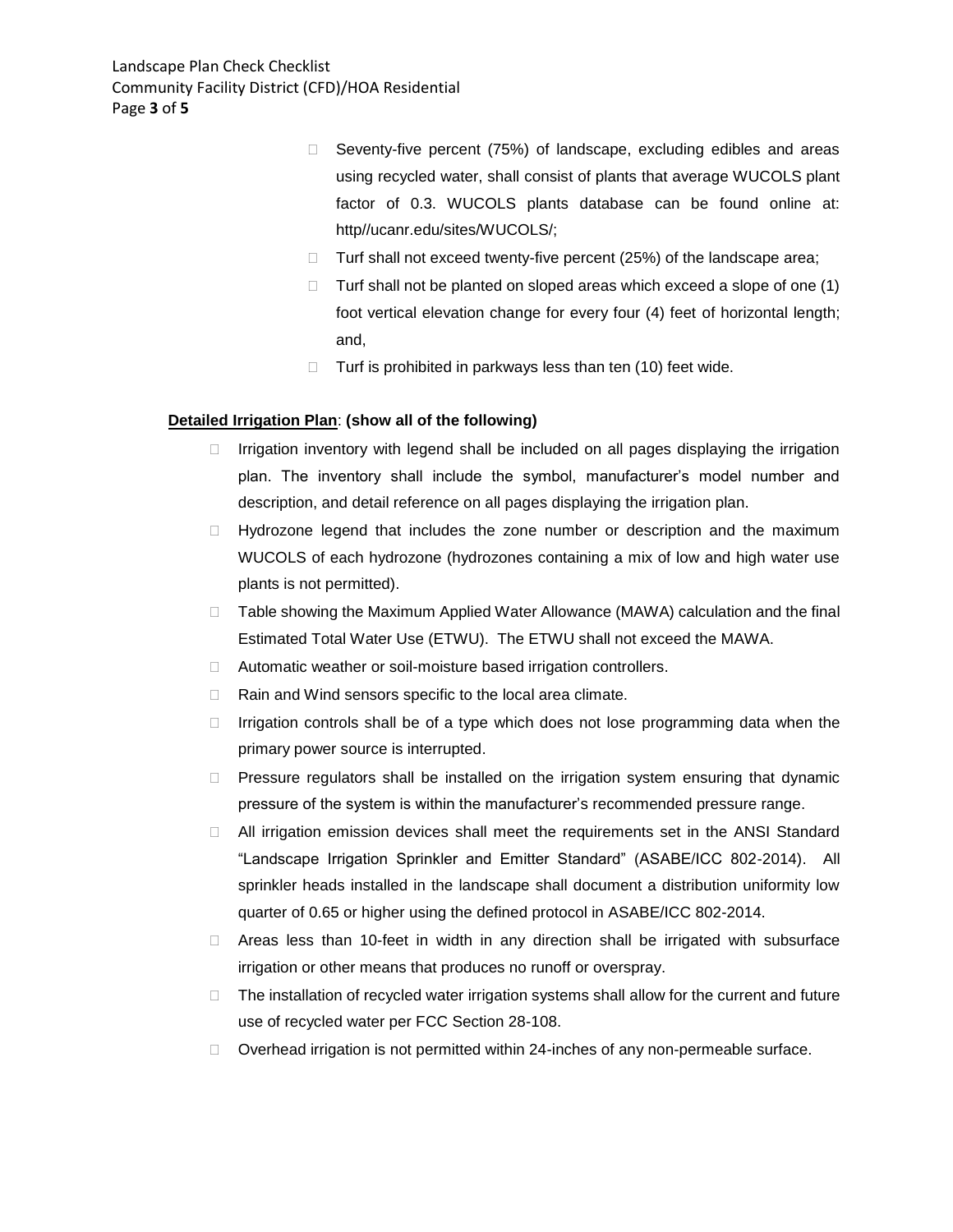- Seventy-five percent (75%) of landscape, excluding edibles and areas using recycled water, shall consist of plants that average WUCOLS plant factor of 0.3. WUCOLS plants database can be found online at: http//ucanr.edu/sites/WUCOLS/;
- Turf shall not exceed twenty-five percent (25%) of the landscape area;
- Turf shall not be planted on sloped areas which exceed a slope of one (1) foot vertical elevation change for every four (4) feet of horizontal length; and,
- Turf is prohibited in parkways less than ten (10) feet wide.

**<u>Detailed Irrigation Plan</u>: (show all of the following)**

- Irrigation inventory with legend shall be included on all pages displaying the irrigation plan. The inventory shall include the symbol, manufacturer's model number and description, and detail reference on all pages displaying the irrigation plan.
- Hydrozone legend that includes the zone number or description and the maximum WUCOLS of each hydrozone (hydrozones containing a mix of low and high water use plants is not permitted).
- Table showing the Maximum Applied Water Allowance (MAWA) calculation and the final Estimated Total Water Use (ETWU). The ETWU shall not exceed the MAWA.
- Automatic weather or soil-moisture based irrigation controllers.
- Rain and Wind sensors specific to the local area climate.
- Irrigation controls shall be of a type which does not lose programming data when the primary power source is interrupted.
- Pressure regulators shall be installed on the irrigation system ensuring that dynamic pressure of the system is within the manufacturer's recommended pressure range.
- All irrigation emission devices shall meet the requirements set in the ANSI Standard "Landscape Irrigation Sprinkler and Emitter Standard" (ASABE/ICC 802-2014). All sprinkler heads installed in the landscape shall document a distribution uniformity low quarter of 0.65 or higher using the defined protocol in ASABE/ICC 802-2014.
- Areas less than 10-feet in width in any direction shall be irrigated with subsurface irrigation or other means that produces no runoff or overspray.
- The installation of recycled water irrigation systems shall allow for the current and future use of recycled water per FCC Section 28-108.
- Overhead irrigation is not permitted within 24-inches of any non-permeable surface.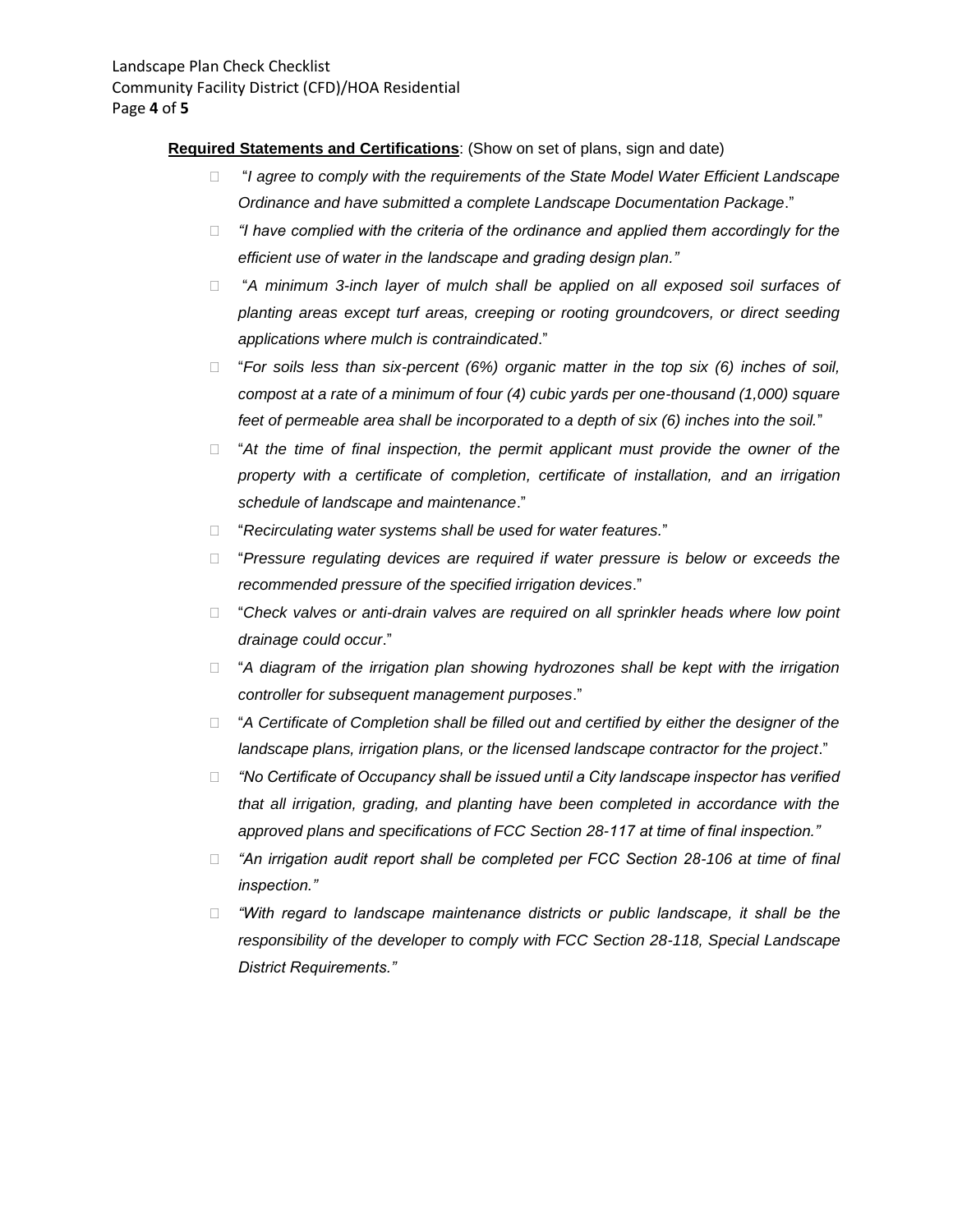**Required Statements and Certifications**: (Show on set of plans, sign and date)

- "*I agree to comply with the requirements of the State Model Water Efficient Landscape Ordinance and have submitted a complete Landscape Documentation Package*."
- *"I have complied with the criteria of the ordinance and applied them accordingly for the efficient use of water in the landscape and grading design plan."*
- "*A minimum 3-inch layer of mulch shall be applied on all exposed soil surfaces of planting areas except turf areas, creeping or rooting groundcovers, or direct seeding applications where mulch is contraindicated*."
- "*For soils less than six-percent (6%) organic matter in the top six (6) inches of soil, compost at a rate of a minimum of four (4) cubic yards per one-thousand (1,000) square feet of permeable area shall be incorporated to a depth of six (6) inches into the soil.*"
- "*At the time of final inspection, the permit applicant must provide the owner of the property with a certificate of completion, certificate of installation, and an irrigation schedule of landscape and maintenance*."
- "*Recirculating water systems shall be used for water features.*"
- "*Pressure regulating devices are required if water pressure is below or exceeds the recommended pressure of the specified irrigation devices*."
- "*Check valves or anti-drain valves are required on all sprinkler heads where low point drainage could occur*."
- "*A diagram of the irrigation plan showing hydrozones shall be kept with the irrigation controller for subsequent management purposes*."
- "*A Certificate of Completion shall be filled out and certified by either the designer of the landscape plans, irrigation plans, or the licensed landscape contractor for the project*."
- *"No Certificate of Occupancy shall be issued until a City landscape inspector has verified that all irrigation, grading, and planting have been completed in accordance with the approved plans and specifications of FCC Section 28-117 at time of final inspection."*
- *"An irrigation audit report shall be completed per FCC Section 28-106 at time of final inspection."*
- *"With regard to landscape maintenance districts or public landscape, it shall be the responsibility of the developer to comply with FCC Section 28-118, Special Landscape District Requirements."*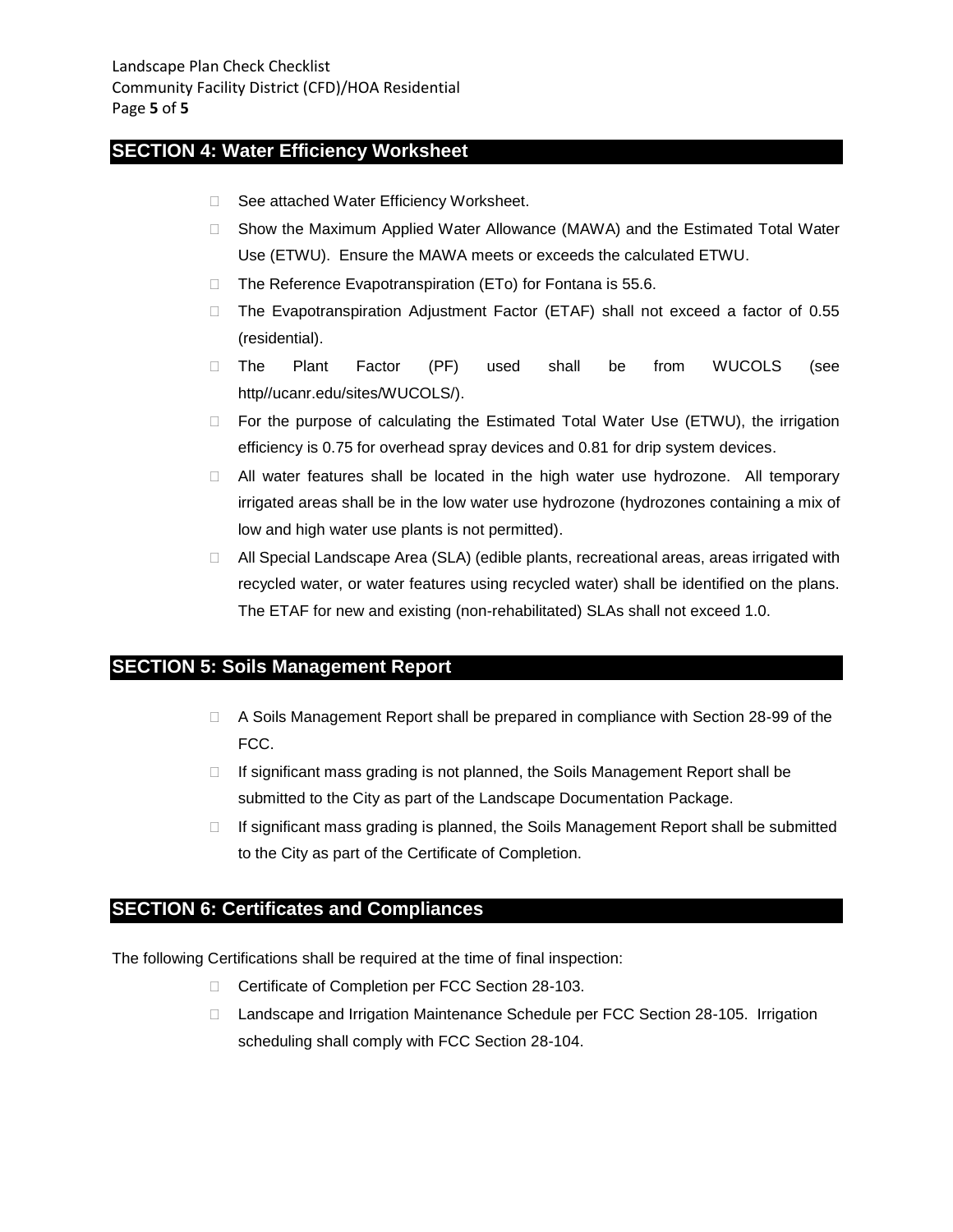## SECTION 4: Water Efficiency Worksheet

- See attached Water Efficiency Worksheet.
- Show the Maximum Applied Water Allowance (MAWA) and the Estimated Total Water Use (ETWU). Ensure the MAWA meets or exceeds the calculated ETWU.
- The Reference Evapotranspiration (ETo) for Fontana is 55.6.
- The Evapotranspiration Adjustment Factor (ETAF) shall not exceed a factor of 0.55 (residential).
- The Plant Factor (PF) used shall be from WUCOLS (see http//ucanr.edu/sites/WUCOLS/).
- For the purpose of calculating the Estimated Total Water Use (ETWU), the irrigation efficiency is 0.75 for overhead spray devices and 0.81 for drip system devices.
- All water features shall be located in the high water use hydrozone. All temporary irrigated areas shall be in the low water use hydrozone (hydrozones containing a mix of low and high water use plants is not permitted).
- All Special Landscape Area (SLA) (edible plants, recreational areas, areas irrigated with recycled water, or water features using recycled water) shall be identified on the plans. The ETAF for new and existing (non-rehabilitated) SLAs shall not exceed 1.0.

## SECTION 5: Soils Management Report

- A Soils Management Report shall be prepared in compliance with Section 28-99 of the FCC.
- If significant mass grading is not planned, the Soils Management Report shall be submitted to the City as part of the Landscape Documentation Package.
- If significant mass grading is planned, the Soils Management Report shall be submitted to the City as part of the Certificate of Completion.

## SECTION 6: Certificates and Compliances

The following Certifications shall be required at the time of final inspection:

- Certificate of Completion per FCC Section 28-103.
- Landscape and Irrigation Maintenance Schedule per FCC Section 28-105. Irrigation scheduling shall comply with FCC Section 28-104.